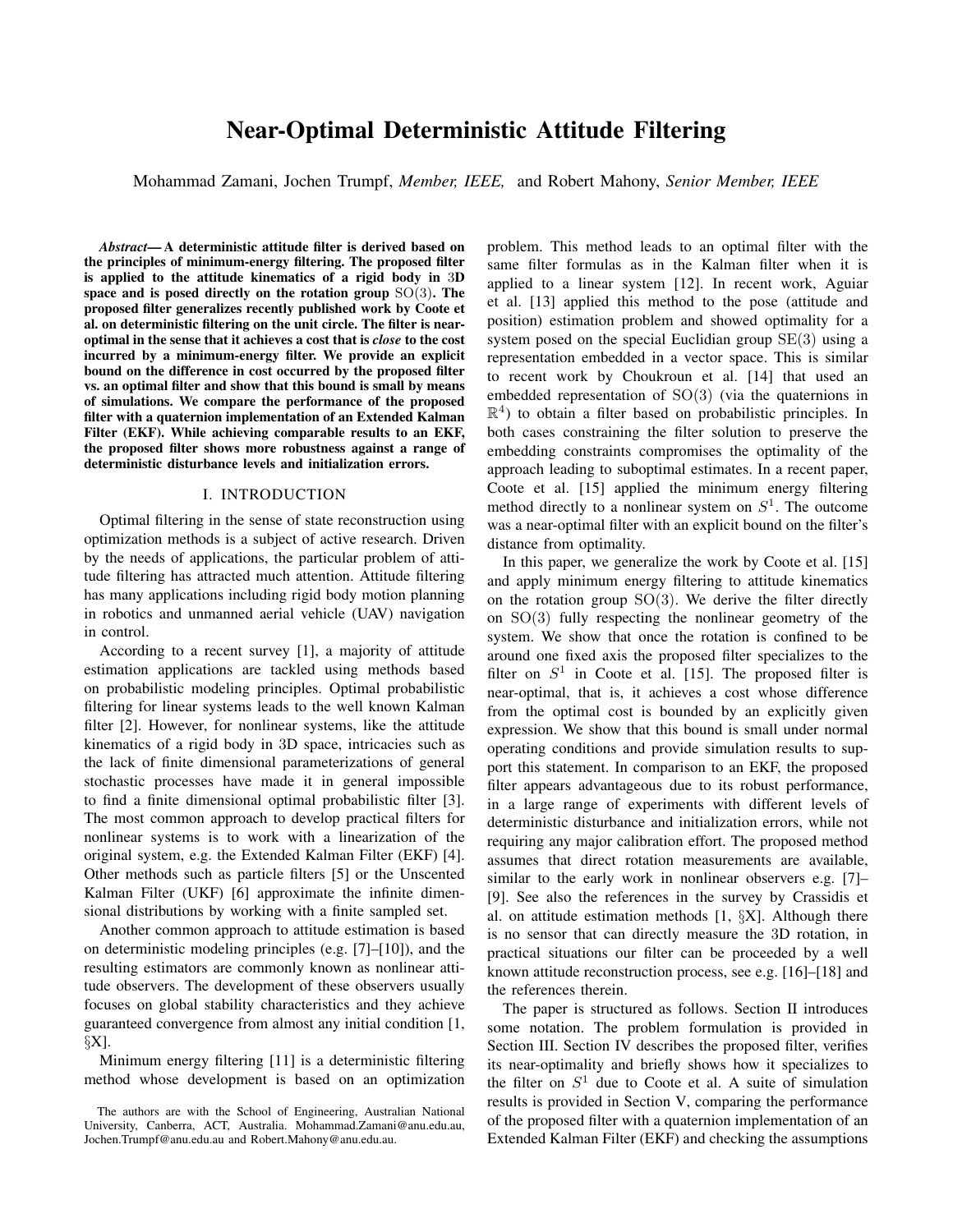# Near-Optimal Deterministic Attitude Filtering

Mohammad Zamani, Jochen Trumpf, *Member, IEEE,* and Robert Mahony, *Senior Member, IEEE*

***Abstract*— A deterministic attitude filter is derived based on the principles of minimum-energy filtering. The proposed filter is applied to the attitude kinematics of a rigid body in 3D space and is posed directly on the rotation group $\mathrm{SO}(3)$. The proposed filter generalizes recently published work by Coote et al. on deterministic filtering on the unit circle. The filter is near-optimal in the sense that it achieves a cost that is *close* to the cost incurred by a minimum-energy filter. We provide an explicit bound on the difference in cost occurred by the proposed filter vs. an optimal filter and show that this bound is small by means of simulations. We compare the performance of the proposed filter with a quaternion implementation of an Extended Kalman Filter (EKF). While achieving comparable results to an EKF, the proposed filter shows more robustness against a range of deterministic disturbance levels and initialization errors.**

## I. INTRODUCTION

Optimal filtering in the sense of state reconstruction using optimization methods is a subject of active research. Driven by the needs of applications, the particular problem of attitude filtering has attracted much attention. Attitude filtering has many applications including rigid body motion planning in robotics and unmanned aerial vehicle (UAV) navigation in control.

According to a recent survey [1], a majority of attitude estimation applications are tackled using methods based on probabilistic modeling principles. Optimal probabilistic filtering for linear systems leads to the well known Kalman filter [2]. However, for nonlinear systems, like the attitude kinematics of a rigid body in 3D space, intricacies such as the lack of finite dimensional parameterizations of general stochastic processes have made it in general impossible to find a finite dimensional optimal probabilistic filter [3]. The most common approach to develop practical filters for nonlinear systems is to work with a linearization of the original system, e.g. the Extended Kalman Filter (EKF) [4]. Other methods such as particle filters [5] or the Unscented Kalman Filter (UKF) [6] approximate the infinite dimensional distributions by working with a finite sampled set.

Another common approach to attitude estimation is based on deterministic modeling principles (e.g. [7]–[10]), and the resulting estimators are commonly known as nonlinear attitude observers. The development of these observers usually focuses on global stability characteristics and they achieve guaranteed convergence from almost any initial condition [1, §X].

Minimum energy filtering [11] is a deterministic filtering method whose development is based on an optimization problem. This method leads to an optimal filter with the same filter formulas as in the Kalman filter when it is applied to a linear system [12]. In recent work, Aguiar et al. [13] applied this method to the pose (attitude and position) estimation problem and showed optimality for a system posed on the special Euclidian group $\mathrm{SE}(3)$ using a representation embedded in a vector space. This is similar to recent work by Choukroun et al. [14] that used an embedded representation of $\mathrm{SO}(3)$ (via the quaternions in $\mathbb{R}^4$) to obtain a filter based on probabilistic principles. In both cases constraining the filter solution to preserve the embedding constraints compromises the optimality of the approach leading to suboptimal estimates. In a recent paper, Coote et al. [15] applied the minimum energy filtering method directly to a nonlinear system on $S^1$. The outcome was a near-optimal filter with an explicit bound on the filter's distance from optimality.

In this paper, we generalize the work by Coote et al. [15] and apply minimum energy filtering to attitude kinematics on the rotation group $\mathrm{SO}(3)$. We derive the filter directly on $\mathrm{SO}(3)$ fully respecting the nonlinear geometry of the system. We show that once the rotation is confined to be around one fixed axis the proposed filter specializes to the filter on $S^1$ in Coote et al. [15]. The proposed filter is near-optimal, that is, it achieves a cost whose difference from the optimal cost is bounded by an explicitly given expression. We show that this bound is small under normal operating conditions and provide simulation results to support this statement. In comparison to an EKF, the proposed filter appears advantageous due to its robust performance, in a large range of experiments with different levels of deterministic disturbance and initialization errors, while not requiring any major calibration effort. The proposed method assumes that direct rotation measurements are available, similar to the early work in nonlinear observers e.g. [7]–[9]. See also the references in the survey by Crassidis et al. on attitude estimation methods [1, §X]. Although there is no sensor that can directly measure the 3D rotation, in practical situations our filter can be proceeded by a well known attitude reconstruction process, see e.g. [16]–[18] and the references therein.

The paper is structured as follows. Section II introduces some notation. The problem formulation is provided in Section III. Section IV describes the proposed filter, verifies its near-optimality and briefly shows how it specializes to the filter on $S^1$ due to Coote et al. A suite of simulation results is provided in Section V, comparing the performance of the proposed filter with a quaternion implementation of an Extended Kalman Filter (EKF) and checking the assumptions

The authors are with the School of Engineering, Australian National University, Canberra, ACT, Australia. Mohammad.Zamani@anu.edu.au, Jochen.Trumpf@anu.edu.au and Robert.Mahony@anu.edu.au.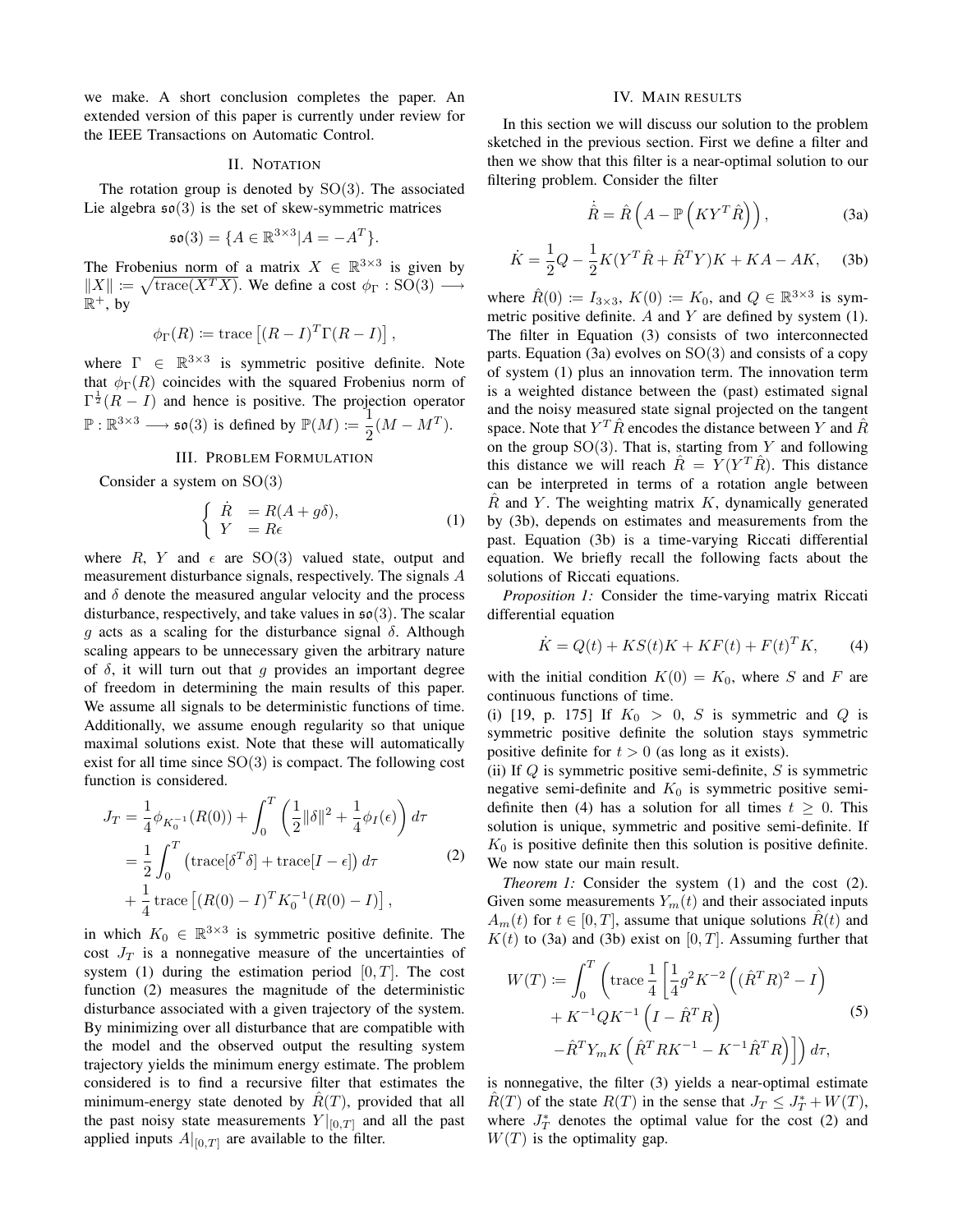we make. A short conclusion completes the paper. An extended version of this paper is currently under review for the IEEE Transactions on Automatic Control.

## II. Notation

The rotation group is denoted by $\mathrm{SO}(3)$. The associated Lie algebra $\mathfrak{so}(3)$ is the set of skew-symmetric matrices

$$\mathfrak{so}(3) = \{A \in \mathbb{R}^{3\times 3} | A = -A^T\}.$$

The Frobenius norm of a matrix $X \in \mathbb{R}^{3\times 3}$ is given by $\|X\| := \sqrt{\mathrm{trace}(X^T X)}$. We define a cost $\phi_\Gamma : \mathrm{SO}(3) \longrightarrow \mathbb{R}^+$, by

$$\phi_\Gamma(R) := \mathrm{trace}\left[(R-I)^T \Gamma (R-I)\right],$$

where $\Gamma \in \mathbb{R}^{3\times 3}$ is symmetric positive definite. Note that $\phi_\Gamma(R)$ coincides with the squared Frobenius norm of $\Gamma^{\frac{1}{2}}(R-I)$ and hence is positive. The projection operator $\mathbb{P} : \mathbb{R}^{3\times 3} \longrightarrow \mathfrak{so}(3)$ is defined by $\mathbb{P}(M) := \dfrac{1}{2}(M - M^T)$.

## III. Problem Formulation

Consider a system on $\mathrm{SO}(3)$

$$\begin{cases} \dot{R} &= R(A + g\delta), \\ Y &= R\epsilon \end{cases} \tag{1}$$

where $R$, $Y$ and $\epsilon$ are $\mathrm{SO}(3)$ valued state, output and measurement disturbance signals, respectively. The signals $A$ and $\delta$ denote the measured angular velocity and the process disturbance, respectively, and take values in $\mathfrak{so}(3)$. The scalar $g$ acts as a scaling for the disturbance signal $\delta$. Although scaling appears to be unnecessary given the arbitrary nature of $\delta$, it will turn out that $g$ provides an important degree of freedom in determining the main results of this paper. We assume all signals to be deterministic functions of time. Additionally, we assume enough regularity so that unique maximal solutions exist. Note that these will automatically exist for all time since $\mathrm{SO}(3)$ is compact. The following cost function is considered.

$$\begin{aligned} J_T &= \frac{1}{4}\phi_{K_0^{-1}}(R(0)) + \int_0^T \left(\frac{1}{2}\|\delta\|^2 + \frac{1}{4}\phi_I(\epsilon)\right) d\tau \\ &= \frac{1}{2}\int_0^T \left(\mathrm{trace}[\delta^T\delta] + \mathrm{trace}[I - \epsilon]\right) d\tau \\ &+ \frac{1}{4}\,\mathrm{trace}\left[(R(0)-I)^T K_0^{-1}(R(0)-I)\right], \end{aligned} \tag{2}$$

in which $K_0 \in \mathbb{R}^{3\times 3}$ is symmetric positive definite. The cost $J_T$ is a nonnegative measure of the uncertainties of system (1) during the estimation period $[0,T]$. The cost function (2) measures the magnitude of the deterministic disturbance associated with a given trajectory of the system. By minimizing over all disturbance that are compatible with the model and the observed output the resulting system trajectory yields the minimum energy estimate. The problem considered is to find a recursive filter that estimates the minimum-energy state denoted by $\hat{R}(T)$, provided that all the past noisy state measurements $Y|_{[0,T]}$ and all the past applied inputs $A|_{[0,T]}$ are available to the filter.

## IV. Main results

In this section we will discuss our solution to the problem sketched in the previous section. First we define a filter and then we show that this filter is a near-optimal solution to our filtering problem. Consider the filter

$$\dot{\hat{R}} = \hat{R}\left(A - \mathbb{P}\left(KY^T\hat{R}\right)\right), \tag{3a}$$

$$\dot{K} = \frac{1}{2}Q - \frac{1}{2}K(Y^T\hat{R} + \hat{R}^T Y)K + KA - AK, \tag{3b}$$

where $\hat{R}(0) := I_{3\times 3}$, $K(0) := K_0$, and $Q \in \mathbb{R}^{3\times 3}$ is symmetric positive definite. $A$ and $Y$ are defined by system (1). The filter in Equation (3) consists of two interconnected parts. Equation (3a) evolves on $\mathrm{SO}(3)$ and consists of a copy of system (1) plus an innovation term. The innovation term is a weighted distance between the (past) estimated signal and the noisy measured state signal projected on the tangent space. Note that $Y^T\hat{R}$ encodes the distance between $Y$ and $\hat{R}$ on the group $\mathrm{SO}(3)$. That is, starting from $Y$ and following this distance we will reach $\hat{R} = Y(Y^T\hat{R})$. This distance can be interpreted in terms of a rotation angle between $\hat{R}$ and $Y$. The weighting matrix $K$, dynamically generated by (3b), depends on estimates and measurements from the past. Equation (3b) is a time-varying Riccati differential equation. We briefly recall the following facts about the solutions of Riccati equations.

*Proposition 1:* Consider the time-varying matrix Riccati differential equation

$$\dot{K} = Q(t) + KS(t)K + KF(t) + F(t)^T K, \tag{4}$$

with the initial condition $K(0) = K_0$, where $S$ and $F$ are continuous functions of time.

(i) [19, p. 175] If $K_0 > 0$, $S$ is symmetric and $Q$ is symmetric positive definite the solution stays symmetric positive definite for $t > 0$ (as long as it exists).

(ii) If $Q$ is symmetric positive semi-definite, $S$ is symmetric negative semi-definite and $K_0$ is symmetric positive semi-definite then (4) has a solution for all times $t \geq 0$. This solution is unique, symmetric and positive semi-definite. If $K_0$ is positive definite then this solution is positive definite.

We now state our main result.

*Theorem 1:* Consider the system (1) and the cost (2). Given some measurements $Y_m(t)$ and their associated inputs $A_m(t)$ for $t \in [0,T]$, assume that unique solutions $\hat{R}(t)$ and $K(t)$ to (3a) and (3b) exist on $[0,T]$. Assuming further that

$$\begin{aligned} W(T) := \int_0^T \Big(&\mathrm{trace}\,\frac{1}{4}\Big[\frac{1}{4}g^2 K^{-2}\left((\hat{R}^T R)^2 - I\right) \\ &+ K^{-1}QK^{-1}\left(I - \hat{R}^T R\right) \\ &- \hat{R}^T Y_m K\left(\hat{R}^T R K^{-1} - K^{-1}\hat{R}^T R\right)\Big]\Big)\, d\tau, \end{aligned} \tag{5}$$

is nonnegative, the filter (3) yields a near-optimal estimate $\hat{R}(T)$ of the state $R(T)$ in the sense that $J_T \leq J_T^* + W(T)$, where $J_T^*$ denotes the optimal value for the cost (2) and $W(T)$ is the optimality gap.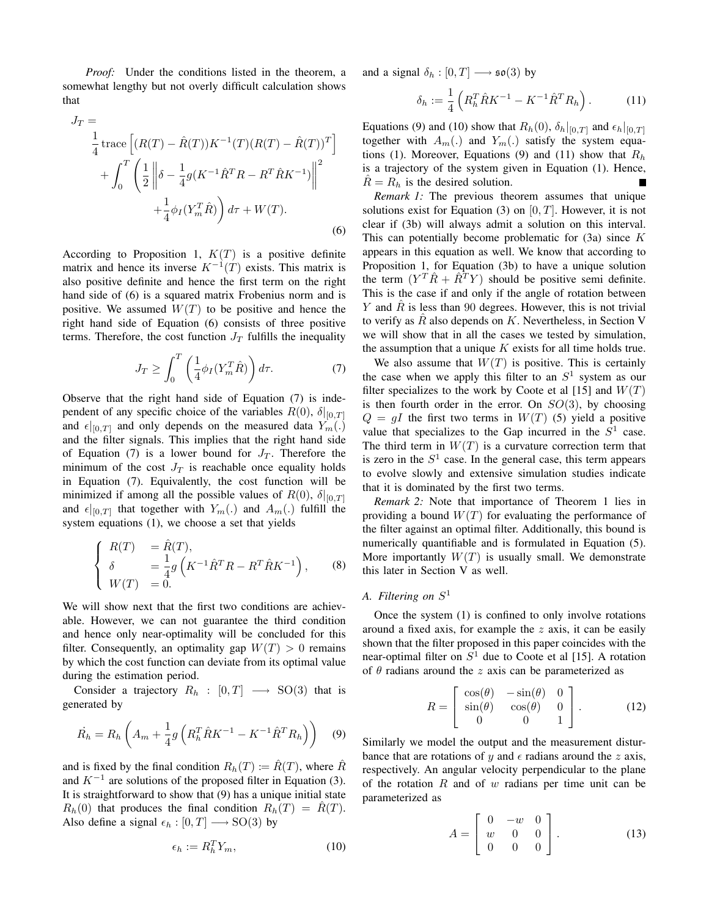*Proof:* Under the conditions listed in the theorem, a somewhat lengthy but not overly difficult calculation shows that

$$
\begin{aligned}
J_T =& \\
&\frac{1}{4}\operatorname{trace}\left[(R(T)-\hat{R}(T))K^{-1}(T)(R(T)-\hat{R}(T))^T\right] \\
&+\int_0^T \left(\frac{1}{2}\left\|\delta - \frac{1}{4}g(K^{-1}\hat{R}^T R - R^T \hat{R} K^{-1})\right\|^2 \right. \\
&\qquad \left. +\frac{1}{4}\phi_I(Y_m^T \hat{R})\right) d\tau + W(T).
\end{aligned}
\tag{6}
$$

According to Proposition 1, $K(T)$ is a positive definite matrix and hence its inverse $K^{-1}(T)$ exists. This matrix is also positive definite and hence the first term on the right hand side of (6) is a squared matrix Frobenius norm and is positive. We assumed $W(T)$ to be positive and hence the right hand side of Equation (6) consists of three positive terms. Therefore, the cost function $J_T$ fulfills the inequality

$$
J_T \geq \int_0^T \left(\frac{1}{4}\phi_I(Y_m^T \hat{R})\right) d\tau. \tag{7}
$$

Observe that the right hand side of Equation (7) is independent of any specific choice of the variables $R(0)$, $\delta|_{[0,T]}$ and $\epsilon|_{[0,T]}$ and only depends on the measured data $Y_m(.)$ and the filter signals. This implies that the right hand side of Equation (7) is a lower bound for $J_T$. Therefore the minimum of the cost $J_T$ is reachable once equality holds in Equation (7). Equivalently, the cost function will be minimized if among all the possible values of $R(0)$, $\delta|_{[0,T]}$ and $\epsilon|_{[0,T]}$ that together with $Y_m(.)$ and $A_m(.)$ fulfill the system equations (1), we choose a set that yields

$$
\begin{cases}
R(T) &= \hat{R}(T), \\
\delta &= \frac{1}{4}g\left(K^{-1}\hat{R}^T R - R^T \hat{R} K^{-1}\right), \\
W(T) &= 0.
\end{cases}
\tag{8}
$$

We will show next that the first two conditions are achievable. However, we can not guarantee the third condition and hence only near-optimality will be concluded for this filter. Consequently, an optimality gap $W(T) > 0$ remains by which the cost function can deviate from its optimal value during the estimation period.

Consider a trajectory $R_h : [0,T] \longrightarrow \mathrm{SO}(3)$ that is generated by

$$
\dot{R_h} = R_h\left(A_m + \frac{1}{4}g\left(R_h^T \hat{R} K^{-1} - K^{-1}\hat{R}^T R_h\right)\right) \tag{9}
$$

and is fixed by the final condition $R_h(T) := \hat{R}(T)$, where $\hat{R}$ and $K^{-1}$ are solutions of the proposed filter in Equation (3). It is straightforward to show that (9) has a unique initial state $R_h(0)$ that produces the final condition $R_h(T) = \hat{R}(T)$. Also define a signal $\epsilon_h : [0,T] \longrightarrow \mathrm{SO}(3)$ by

$$
\epsilon_h := R_h^T Y_m, \tag{10}
$$

and a signal $\delta_h : [0,T] \longrightarrow \mathfrak{so}(3)$ by

$$
\delta_h := \frac{1}{4}\left(R_h^T \hat{R} K^{-1} - K^{-1}\hat{R}^T R_h\right). \tag{11}
$$

Equations (9) and (10) show that $R_h(0)$, $\delta_h|_{[0,T]}$ and $\epsilon_h|_{[0,T]}$ together with $A_m(.)$ and $Y_m(.)$ satisfy the system equations (1). Moreover, Equations (9) and (11) show that $R_h$ is a trajectory of the system given in Equation (1). Hence, $\hat{R} = R_h$ is the desired solution. ■

*Remark 1:* The previous theorem assumes that unique solutions exist for Equation (3) on $[0,T]$. However, it is not clear if (3b) will always admit a solution on this interval. This can potentially become problematic for (3a) since $K$ appears in this equation as well. We know that according to Proposition 1, for Equation (3b) to have a unique solution the term $(Y^T\hat{R} + \hat{R}^T Y)$ should be positive semi definite. This is the case if and only if the angle of rotation between $Y$ and $\hat{R}$ is less than 90 degrees. However, this is not trivial to verify as $\hat{R}$ also depends on $K$. Nevertheless, in Section V we will show that in all the cases we tested by simulation, the assumption that a unique $K$ exists for all time holds true.

We also assume that $W(T)$ is positive. This is certainly the case when we apply this filter to an $S^1$ system as our filter specializes to the work by Coote et al [15] and $W(T)$ is then fourth order in the error. On $SO(3)$, by choosing $Q = gI$ the first two terms in $W(T)$ (5) yield a positive value that specializes to the Gap incurred in the $S^1$ case. The third term in $W(T)$ is a curvature correction term that is zero in the $S^1$ case. In the general case, this term appears to evolve slowly and extensive simulation studies indicate that it is dominated by the first two terms.

*Remark 2:* Note that importance of Theorem 1 lies in providing a bound $W(T)$ for evaluating the performance of the filter against an optimal filter. Additionally, this bound is numerically quantifiable and is formulated in Equation (5). More importantly $W(T)$ is usually small. We demonstrate this later in Section V as well.

### *A. Filtering on $S^1$*

Once the system (1) is confined to only involve rotations around a fixed axis, for example the $z$ axis, it can be easily shown that the filter proposed in this paper coincides with the near-optimal filter on $S^1$ due to Coote et al [15]. A rotation of $\theta$ radians around the $z$ axis can be parameterized as

$$
R = \begin{bmatrix} \cos(\theta) & -\sin(\theta) & 0 \\ \sin(\theta) & \cos(\theta) & 0 \\ 0 & 0 & 1 \end{bmatrix}. \tag{12}
$$

Similarly we model the output and the measurement disturbance that are rotations of $y$ and $\epsilon$ radians around the $z$ axis, respectively. An angular velocity perpendicular to the plane of the rotation $R$ and of $w$ radians per time unit can be parameterized as

$$
A = \begin{bmatrix} 0 & -w & 0 \\ w & 0 & 0 \\ 0 & 0 & 0 \end{bmatrix}. \tag{13}
$$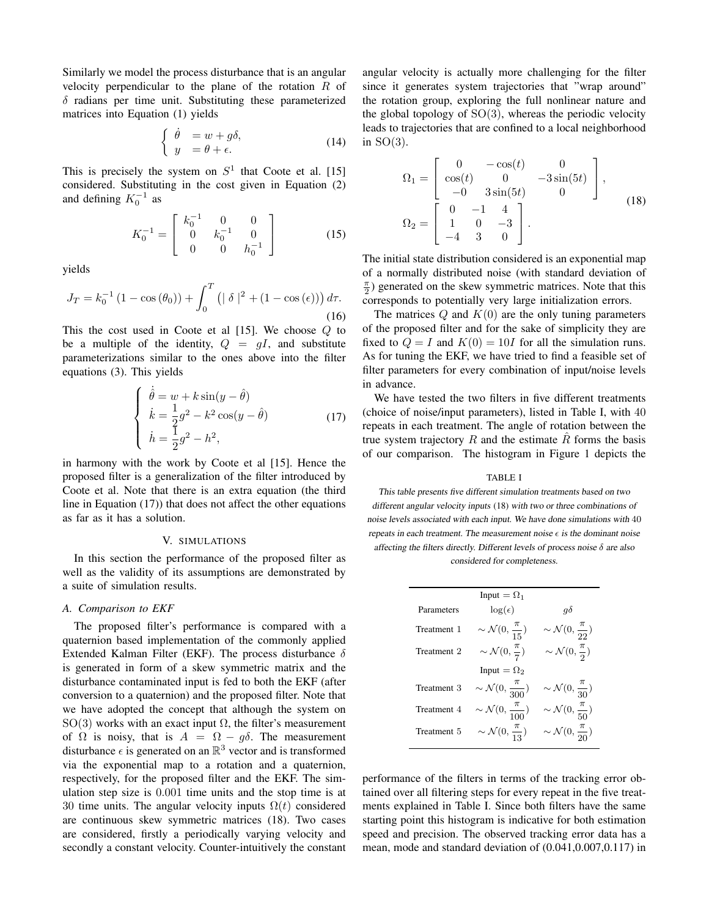Similarly we model the process disturbance that is an angular velocity perpendicular to the plane of the rotation $R$ of $\delta$ radians per time unit. Substituting these parameterized matrices into Equation (1) yields

$$\left\{ \begin{array}{ll} \dot{\theta} & = w + g\delta, \\ y & = \theta + \epsilon. \end{array} \right. \tag{14}$$

This is precisely the system on $S^1$ that Coote et al. [15] considered. Substituting in the cost given in Equation (2) and defining $K_0^{-1}$ as

$$K_0^{-1} = \left[ \begin{array}{ccc} k_0^{-1} & 0 & 0 \\ 0 & k_0^{-1} & 0 \\ 0 & 0 & h_0^{-1} \end{array} \right] \tag{15}$$

yields

$$J_T = k_0^{-1}\left(1 - \cos\left(\theta_0\right)\right) + \int_0^T \left( \mid \delta \mid^2 + \left(1 - \cos\left(\epsilon\right)\right)\right) d\tau. \tag{16}$$

This the cost used in Coote et al [15]. We choose $Q$ to be a multiple of the identity, $Q = gI$, and substitute parameterizations similar to the ones above into the filter equations (3). This yields

$$\left\{ \begin{array}{l} \dot{\hat{\theta}} = w + k\sin(y - \hat{\theta}) \\ \dot{k} = \dfrac{1}{2}g^2 - k^2\cos(y - \hat{\theta}) \\ \dot{h} = \dfrac{1}{2}g^2 - h^2, \end{array} \right. \tag{17}$$

in harmony with the work by Coote et al [15]. Hence the proposed filter is a generalization of the filter introduced by Coote et al. Note that there is an extra equation (the third line in Equation (17)) that does not affect the other equations as far as it has a solution.

## V. SIMULATIONS

In this section the performance of the proposed filter as well as the validity of its assumptions are demonstrated by a suite of simulation results.

### A. Comparison to EKF

The proposed filter's performance is compared with a quaternion based implementation of the commonly applied Extended Kalman Filter (EKF). The process disturbance $\delta$ is generated in form of a skew symmetric matrix and the disturbance contaminated input is fed to both the EKF (after conversion to a quaternion) and the proposed filter. Note that we have adopted the concept that although the system on SO(3) works with an exact input $\Omega$, the filter's measurement of $\Omega$ is noisy, that is $A = \Omega - g\delta$. The measurement disturbance $\epsilon$ is generated on an $\mathbb{R}^3$ vector and is transformed via the exponential map to a rotation and a quaternion, respectively, for the proposed filter and the EKF. The simulation step size is $0.001$ time units and the stop time is at $30$ time units. The angular velocity inputs $\Omega(t)$ considered are continuous skew symmetric matrices (18). Two cases are considered, firstly a periodically varying velocity and secondly a constant velocity. Counter-intuitively the constant angular velocity is actually more challenging for the filter since it generates system trajectories that "wrap around" the rotation group, exploring the full nonlinear nature and the global topology of SO(3), whereas the periodic velocity leads to trajectories that are confined to a local neighborhood in SO(3).

$$\begin{array}{l} \Omega_1 = \left[ \begin{array}{ccc} 0 & -\cos(t) & 0 \\ \cos(t) & 0 & -3\sin(5t) \\ -0 & 3\sin(5t) & 0 \end{array} \right], \\ \Omega_2 = \left[ \begin{array}{ccc} 0 & -1 & 4 \\ 1 & 0 & -3 \\ -4 & 3 & 0 \end{array} \right]. \end{array} \tag{18}$$

The initial state distribution considered is an exponential map of a normally distributed noise (with standard deviation of $\frac{\pi}{2}$) generated on the skew symmetric matrices. Note that this corresponds to potentially very large initialization errors.

The matrices $Q$ and $K(0)$ are the only tuning parameters of the proposed filter and for the sake of simplicity they are fixed to $Q = I$ and $K(0) = 10I$ for all the simulation runs. As for tuning the EKF, we have tried to find a feasible set of filter parameters for every combination of input/noise levels in advance.

We have tested the two filters in five different treatments (choice of noise/input parameters), listed in Table I, with $40$ repeats in each treatment. The angle of rotation between the true system trajectory $R$ and the estimate $\hat{R}$ forms the basis of our comparison. The histogram in Figure 1 depicts the performance of the filters in terms of the tracking error obtained over all filtering steps for every repeat in the five treatments explained in Table I. Since both filters have the same starting point this histogram is indicative for both estimation speed and precision. The observed tracking error data has a mean, mode and standard deviation of (0.041,0.007,0.117) in

TABLE I

*This table presents five different simulation treatments based on two different angular velocity inputs (18) with two or three combinations of noise levels associated with each input. We have done simulations with 40 repeats in each treatment. The measurement noise $\epsilon$ is the dominant noise affecting the filters directly. Different levels of process noise $\delta$ are also considered for completeness.*

| | Input $= \Omega_1$ | |
|---|---|---|
| Parameters | $\log(\epsilon)$ | $g\delta$ |
| Treatment 1 | $\sim \mathcal{N}(0, \frac{\pi}{15})$ | $\sim \mathcal{N}(0, \frac{\pi}{22})$ |
| Treatment 2 | $\sim \mathcal{N}(0, \frac{\pi}{7})$ | $\sim \mathcal{N}(0, \frac{\pi}{2})$ |
| | Input $= \Omega_2$ | |
| Treatment 3 | $\sim \mathcal{N}(0, \frac{\pi}{300})$ | $\sim \mathcal{N}(0, \frac{\pi}{30})$ |
| Treatment 4 | $\sim \mathcal{N}(0, \frac{\pi}{100})$ | $\sim \mathcal{N}(0, \frac{\pi}{50})$ |
| Treatment 5 | $\sim \mathcal{N}(0, \frac{\pi}{13})$ | $\sim \mathcal{N}(0, \frac{\pi}{20})$ |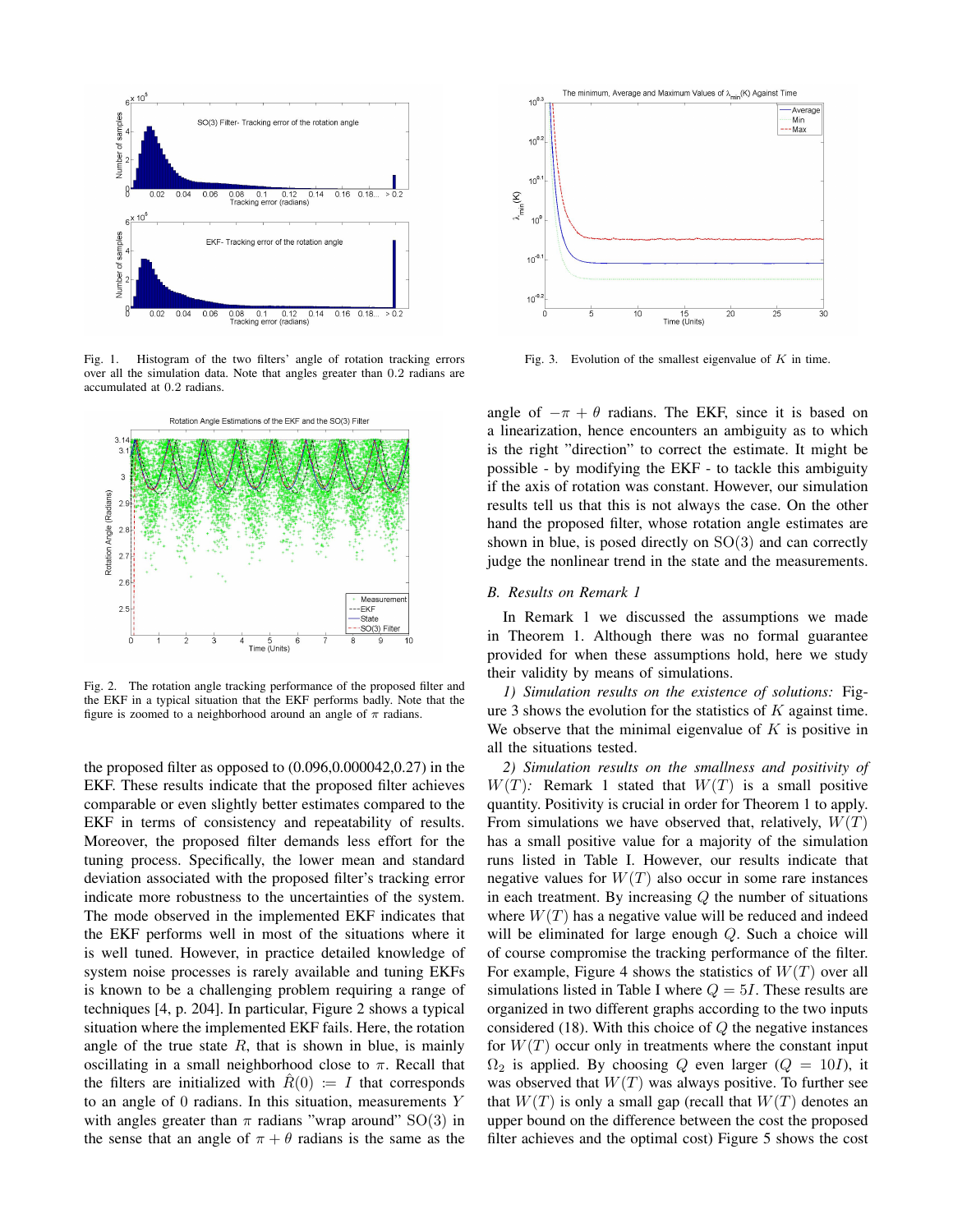Fig. 1. Histogram of the two filters' angle of rotation tracking errors over all the simulation data. Note that angles greater than 0.2 radians are accumulated at 0.2 radians.

Fig. 2. The rotation angle tracking performance of the proposed filter and the EKF in a typical situation that the EKF performs badly. Note that the figure is zoomed to a neighborhood around an angle of $\pi$ radians.

the proposed filter as opposed to (0.096,0.000042,0.27) in the EKF. These results indicate that the proposed filter achieves comparable or even slightly better estimates compared to the EKF in terms of consistency and repeatability of results. Moreover, the proposed filter demands less effort for the tuning process. Specifically, the lower mean and standard deviation associated with the proposed filter's tracking error indicate more robustness to the uncertainties of the system. The mode observed in the implemented EKF indicates that the EKF performs well in most of the situations where it is well tuned. However, in practice detailed knowledge of system noise processes is rarely available and tuning EKFs is known to be a challenging problem requiring a range of techniques [4, p. 204]. In particular, Figure 2 shows a typical situation where the implemented EKF fails. Here, the rotation angle of the true state $R$, that is shown in blue, is mainly oscillating in a small neighborhood close to $\pi$. Recall that the filters are initialized with $\hat{R}(0) := I$ that corresponds to an angle of 0 radians. In this situation, measurements $Y$ with angles greater than $\pi$ radians "wrap around" $\mathrm{SO}(3)$ in the sense that an angle of $\pi + \theta$ radians is the same as the angle of $-\pi + \theta$ radians. The EKF, since it is based on a linearization, hence encounters an ambiguity as to which is the right "direction" to correct the estimate. It might be possible - by modifying the EKF - to tackle this ambiguity if the axis of rotation was constant. However, our simulation results tell us that this is not always the case. On the other hand the proposed filter, whose rotation angle estimates are shown in blue, is posed directly on $\mathrm{SO}(3)$ and can correctly judge the nonlinear trend in the state and the measurements.

Fig. 3. Evolution of the smallest eigenvalue of $K$ in time.

### B. Results on Remark 1

In Remark 1 we discussed the assumptions we made in Theorem 1. Although there was no formal guarantee provided for when these assumptions hold, here we study their validity by means of simulations.

*1) Simulation results on the existence of solutions:* Figure 3 shows the evolution for the statistics of $K$ against time. We observe that the minimal eigenvalue of $K$ is positive in all the situations tested.

*2) Simulation results on the smallness and positivity of $W(T)$:* Remark 1 stated that $W(T)$ is a small positive quantity. Positivity is crucial in order for Theorem 1 to apply. From simulations we have observed that, relatively, $W(T)$ has a small positive value for a majority of the simulation runs listed in Table I. However, our results indicate that negative values for $W(T)$ also occur in some rare instances in each treatment. By increasing $Q$ the number of situations where $W(T)$ has a negative value will be reduced and indeed will be eliminated for large enough $Q$. Such a choice will of course compromise the tracking performance of the filter. For example, Figure 4 shows the statistics of $W(T)$ over all simulations listed in Table I where $Q = 5I$. These results are organized in two different graphs according to the two inputs considered (18). With this choice of $Q$ the negative instances for $W(T)$ occur only in treatments where the constant input $\Omega_2$ is applied. By choosing $Q$ even larger ($Q = 10I$), it was observed that $W(T)$ was always positive. To further see that $W(T)$ is only a small gap (recall that $W(T)$ denotes an upper bound on the difference between the cost the proposed filter achieves and the optimal cost) Figure 5 shows the cost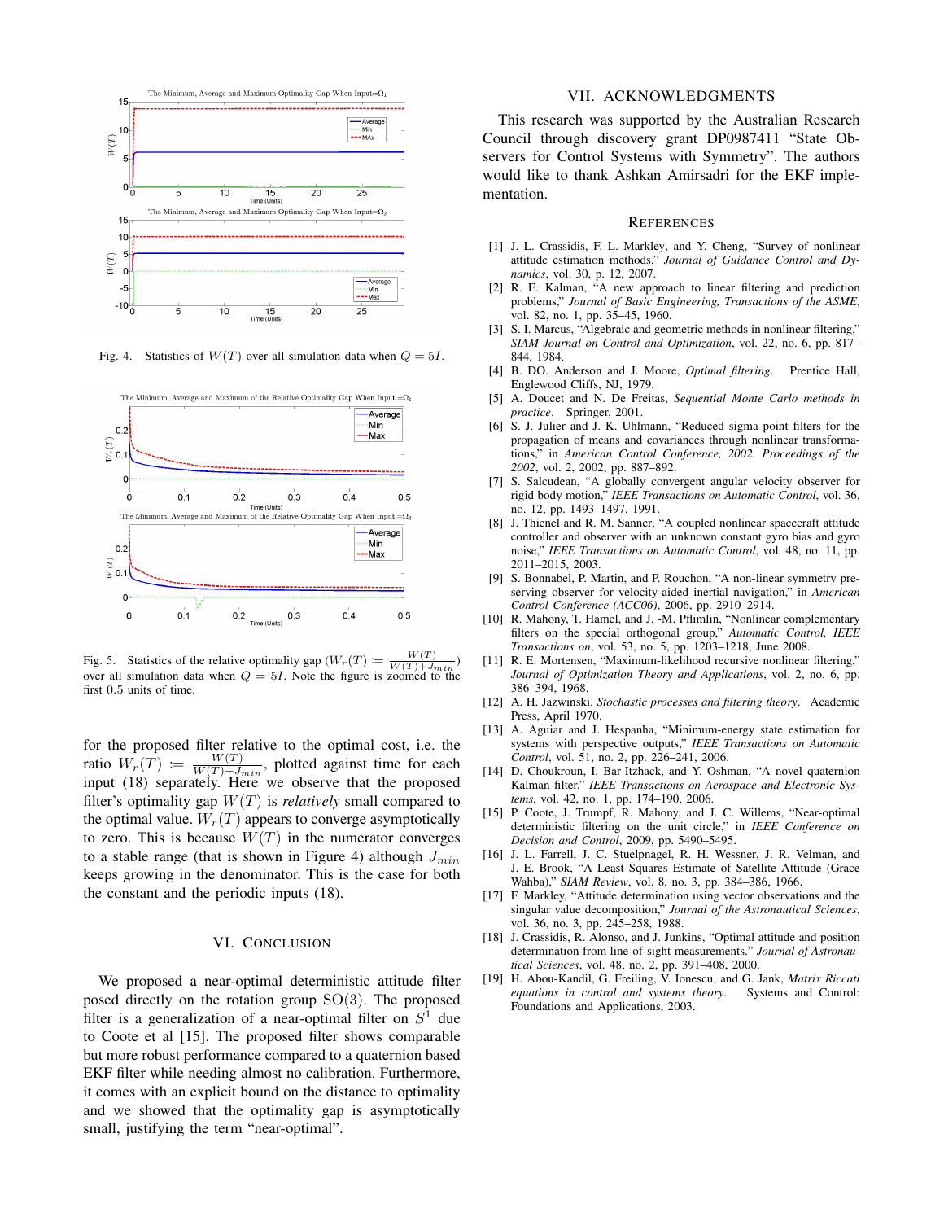The Minimum, Average and Maximum Optimality Gap When Input=$\Omega_1$

$W(T)$

15
10
5
0

0 5 10 15 20 25

Time (Units)

Average
Min
MAx

The Minimum, Average and Maximum Optimality Gap When Input=$\Omega_2$

$W(T)$

15
10
5
0
-5
-10

0 5 10 15 20 25

Time (Units)

Average
Min
Max

Fig. 4. Statistics of $W(T)$ over all simulation data when $Q = 5I$.

The Minimum, Average and Maximum of the Relative Optimality Gap When Input =$\Omega_1$

$W_r(T)$

0.2
0.1
0

0 0.1 0.2 0.3 0.4 0.5

Time (Units)

Average
Min
Max

The Minimum, Average and Maximum of the Relative Optimality Gap When Input =$\Omega_2$

$W_r(T)$

0.2
0.1
0

0 0.1 0.2 0.3 0.4 0.5

Time (Units)

Average
Min
Max

Fig. 5. Statistics of the relative optimality gap ($W_r(T) := \frac{W(T)}{W(T)+J_{min}}$) over all simulation data when $Q = 5I$. Note the figure is zoomed to the first 0.5 units of time.

for the proposed filter relative to the optimal cost, i.e. the ratio $W_r(T) := \frac{W(T)}{W(T)+J_{min}}$, plotted against time for each input (18) separately. Here we observe that the proposed filter's optimality gap $W(T)$ is *relatively* small compared to the optimal value. $W_r(T)$ appears to converge asymptotically to zero. This is because $W(T)$ in the numerator converges to a stable range (that is shown in Figure 4) although $J_{min}$ keeps growing in the denominator. This is the case for both the constant and the periodic inputs (18).

## VI. Conclusion

We proposed a near-optimal deterministic attitude filter posed directly on the rotation group $SO(3)$. The proposed filter is a generalization of a near-optimal filter on $S^1$ due to Coote et al [15]. The proposed filter shows comparable but more robust performance compared to a quaternion based EKF filter while needing almost no calibration. Furthermore, it comes with an explicit bound on the distance to optimality and we showed that the optimality gap is asymptotically small, justifying the term "near-optimal".

## VII. Acknowledgments

This research was supported by the Australian Research Council through discovery grant DP0987411 "State Observers for Control Systems with Symmetry". The authors would like to thank Ashkan Amirsadri for the EKF implementation.

## References

[1] J. L. Crassidis, F. L. Markley, and Y. Cheng, "Survey of nonlinear attitude estimation methods," *Journal of Guidance Control and Dynamics*, vol. 30, p. 12, 2007.

[2] R. E. Kalman, "A new approach to linear filtering and prediction problems," *Journal of Basic Engineering, Transactions of the ASME*, vol. 82, no. 1, pp. 35–45, 1960.

[3] S. I. Marcus, "Algebraic and geometric methods in nonlinear filtering," *SIAM Journal on Control and Optimization*, vol. 22, no. 6, pp. 817–844, 1984.

[4] B. DO. Anderson and J. Moore, *Optimal filtering*. Prentice Hall, Englewood Cliffs, NJ, 1979.

[5] A. Doucet and N. De Freitas, *Sequential Monte Carlo methods in practice*. Springer, 2001.

[6] S. J. Julier and J. K. Uhlmann, "Reduced sigma point filters for the propagation of means and covariances through nonlinear transformations," in *American Control Conference, 2002. Proceedings of the 2002*, vol. 2, 2002, pp. 887–892.

[7] S. Salcudean, "A globally convergent angular velocity observer for rigid body motion," *IEEE Transactions on Automatic Control*, vol. 36, no. 12, pp. 1493–1497, 1991.

[8] J. Thienel and R. M. Sanner, "A coupled nonlinear spacecraft attitude controller and observer with an unknown constant gyro bias and gyro noise," *IEEE Transactions on Automatic Control*, vol. 48, no. 11, pp. 2011–2015, 2003.

[9] S. Bonnabel, P. Martin, and P. Rouchon, "A non-linear symmetry preserving observer for velocity-aided inertial navigation," in *American Control Conference (ACC06)*, 2006, pp. 2910–2914.

[10] R. Mahony, T. Hamel, and J. -M. Pflimlin, "Nonlinear complementary filters on the special orthogonal group," *Automatic Control, IEEE Transactions on*, vol. 53, no. 5, pp. 1203–1218, June 2008.

[11] R. E. Mortensen, "Maximum-likelihood recursive nonlinear filtering," *Journal of Optimization Theory and Applications*, vol. 2, no. 6, pp. 386–394, 1968.

[12] A. H. Jazwinski, *Stochastic processes and filtering theory*. Academic Press, April 1970.

[13] A. Aguiar and J. Hespanha, "Minimum-energy state estimation for systems with perspective outputs," *IEEE Transactions on Automatic Control*, vol. 51, no. 2, pp. 226–241, 2006.

[14] D. Choukroun, I. Bar-Itzhack, and Y. Oshman, "A novel quaternion Kalman filter," *IEEE Transactions on Aerospace and Electronic Systems*, vol. 42, no. 1, pp. 174–190, 2006.

[15] P. Coote, J. Trumpf, R. Mahony, and J. C. Willems, "Near-optimal deterministic filtering on the unit circle," in *IEEE Conference on Decision and Control*, 2009, pp. 5490–5495.

[16] J. L. Farrell, J. C. Stuelpnagel, R. H. Wessner, J. R. Velman, and J. E. Brook, "A Least Squares Estimate of Satellite Attitude (Grace Wahba)," *SIAM Review*, vol. 8, no. 3, pp. 384–386, 1966.

[17] F. Markley, "Attitude determination using vector observations and the singular value decomposition," *Journal of the Astronautical Sciences*, vol. 36, no. 3, pp. 245–258, 1988.

[18] J. Crassidis, R. Alonso, and J. Junkins, "Optimal attitude and position determination from line-of-sight measurements." *Journal of Astronautical Sciences*, vol. 48, no. 2, pp. 391–408, 2000.

[19] H. Abou-Kandil, G. Freiling, V. Ionescu, and G. Jank, *Matrix Riccati equations in control and systems theory*. Systems and Control: Foundations and Applications, 2003.